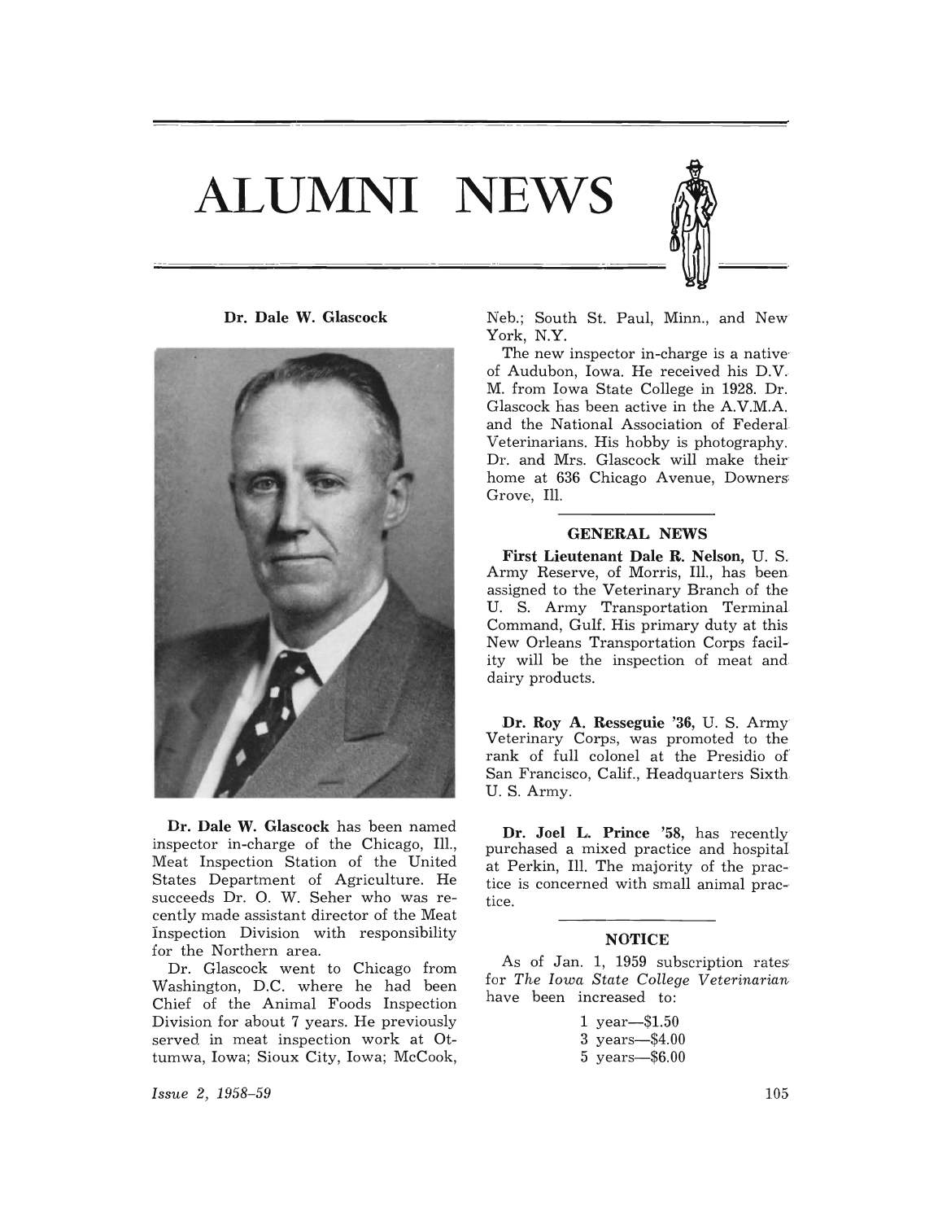# ALUMNI NEWS

**Dr. Dale W. Glascock**

**Dr. Dale W. Glascock** has been named inspector in-charge of the Chicago, Ill., Meat Inspection Station of the United States Department of Agriculture. He succeeds Dr. O. W. Seher who was recently made assistant director of the Meat Inspection Division with responsibility for the Northern area.

Dr. Glascock went to Chicago from Washington, D.C. where he had been Chief of the Animal Foods Inspection Division for about 7 years. He previously served in meat inspection work at Ottumwa, Iowa; Sioux City, Iowa; McCook, Neb.; South St. Paul, Minn., and New York, N.Y.

The new inspector in-charge is a native of Audubon, Iowa. He received his D.V.M. from Iowa State College in 1928. Dr. Glascock has been active in the A.V.M.A. and the National Association of Federal Veterinarians. His hobby is photography. Dr. and Mrs. Glascock will make their home at 636 Chicago Avenue, Downers Grove, Ill.

## GENERAL NEWS

**First Lieutenant Dale R. Nelson,** U. S. Army Reserve, of Morris, Ill., has been assigned to the Veterinary Branch of the U. S. Army Transportation Terminal Command, Gulf. His primary duty at this New Orleans Transportation Corps facility will be the inspection of meat and dairy products.

**Dr. Roy A. Resseguie '36,** U. S. Army Veterinary Corps, was promoted to the rank of full colonel at the Presidio of San Francisco, Calif., Headquarters Sixth U. S. Army.

**Dr. Joel L. Prince '58,** has recently purchased a mixed practice and hospital at Perkin, Ill. The majority of the practice is concerned with small animal practice.

## NOTICE

As of Jan. 1, 1959 subscription rates for *The Iowa State College Veterinarian* have been increased to:

1 year—$1.50
3 years—$4.00
5 years—$6.00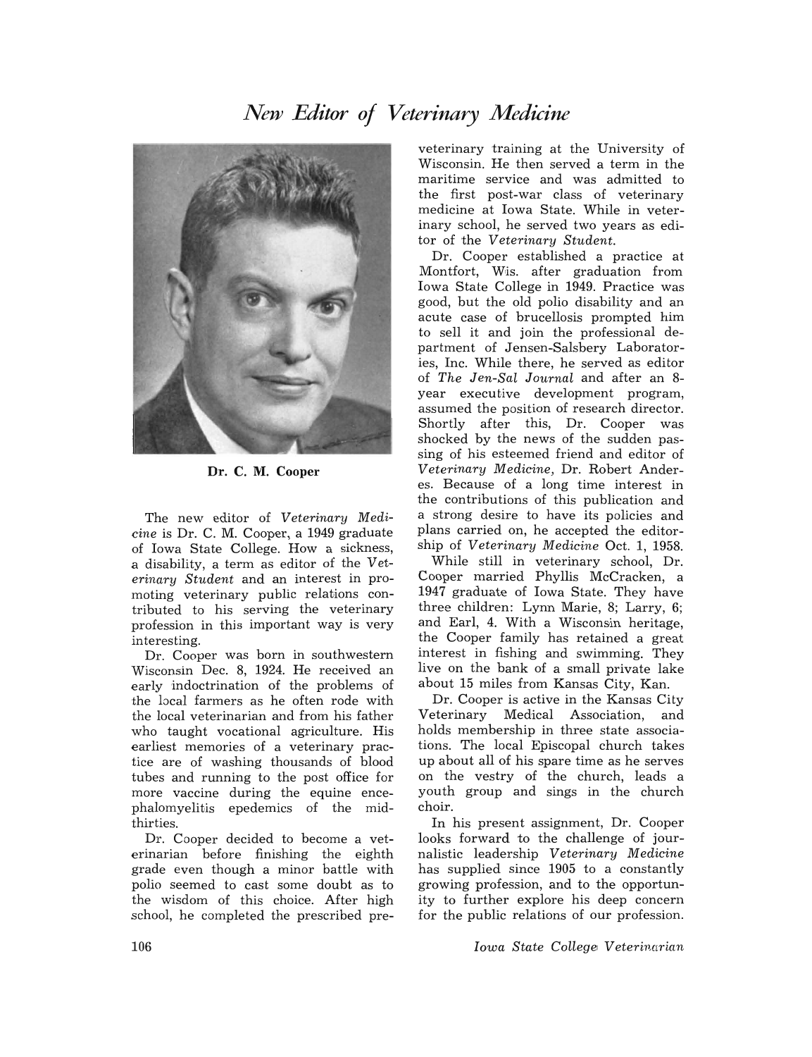# New Editor of Veterinary Medicine

Dr. C. M. Cooper

The new editor of *Veterinary Medicine* is Dr. C. M. Cooper, a 1949 graduate of Iowa State College. How a sickness, a disability, a term as editor of the *Veterinary Student* and an interest in promoting veterinary public relations contributed to his serving the veterinary profession in this important way is very interesting.

Dr. Cooper was born in southwestern Wisconsin Dec. 8, 1924. He received an early indoctrination of the problems of the local farmers as he often rode with the local veterinarian and from his father who taught vocational agriculture. His earliest memories of a veterinary practice are of washing thousands of blood tubes and running to the post office for more vaccine during the equine encephalomyelitis epedemics of the mid-thirties.

Dr. Cooper decided to become a veterinarian before finishing the eighth grade even though a minor battle with polio seemed to cast some doubt as to the wisdom of this choice. After high school, he completed the prescribed pre-veterinary training at the University of Wisconsin. He then served a term in the maritime service and was admitted to the first post-war class of veterinary medicine at Iowa State. While in veterinary school, he served two years as editor of the *Veterinary Student*.

Dr. Cooper established a practice at Montfort, Wis. after graduation from Iowa State College in 1949. Practice was good, but the old polio disability and an acute case of brucellosis prompted him to sell it and join the professional department of Jensen-Salsbery Laboratories, Inc. While there, he served as editor of *The Jen-Sal Journal* and after an 8-year executive development program, assumed the position of research director. Shortly after this, Dr. Cooper was shocked by the news of the sudden passing of his esteemed friend and editor of *Veterinary Medicine*, Dr. Robert Anderes. Because of a long time interest in the contributions of this publication and a strong desire to have its policies and plans carried on, he accepted the editorship of *Veterinary Medicine* Oct. 1, 1958.

While still in veterinary school, Dr. Cooper married Phyllis McCracken, a 1947 graduate of Iowa State. They have three children: Lynn Marie, 8; Larry, 6; and Earl, 4. With a Wisconsin heritage, the Cooper family has retained a great interest in fishing and swimming. They live on the bank of a small private lake about 15 miles from Kansas City, Kan.

Dr. Cooper is active in the Kansas City Veterinary Medical Association, and holds membership in three state associations. The local Episcopal church takes up about all of his spare time as he serves on the vestry of the church, leads a youth group and sings in the church choir.

In his present assignment, Dr. Cooper looks forward to the challenge of journalistic leadership *Veterinary Medicine* has supplied since 1905 to a constantly growing profession, and to the opportunity to further explore his deep concern for the public relations of our profession.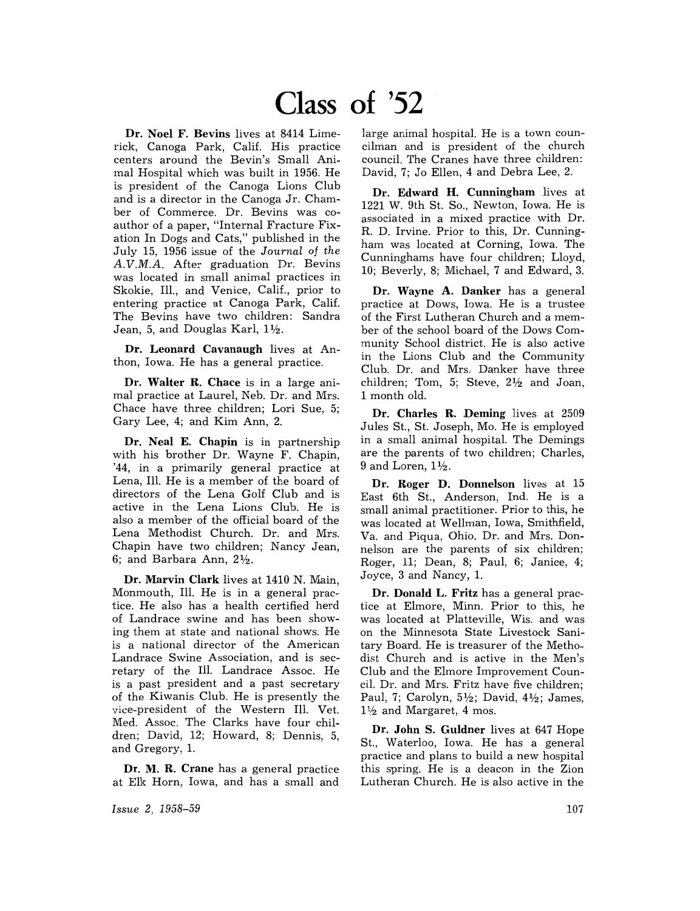# Class of '52

**Dr. Noel F. Bevins** lives at 8414 Limerick, Canoga Park, Calif. His practice centers around the Bevin's Small Animal Hospital which was built in 1956. He is president of the Canoga Lions Club and is a director in the Canoga Jr. Chamber of Commerce. Dr. Bevins was co-author of a paper, "Internal Fracture Fixation In Dogs and Cats," published in the July 15, 1956 issue of the *Journal of the A.V.M.A.* After graduation Dr. Bevins was located in small animal practices in Skokie, Ill., and Venice, Calif., prior to entering practice at Canoga Park, Calif. The Bevins have two children: Sandra Jean, 5, and Douglas Karl, 1½.

**Dr. Leonard Cavanaugh** lives at Anthon, Iowa. He has a general practice.

**Dr. Walter R. Chace** is in a large animal practice at Laurel, Neb. Dr. and Mrs. Chace have three children; Lori Sue, 5; Gary Lee, 4; and Kim Ann, 2.

**Dr. Neal E. Chapin** is in partnership with his brother Dr. Wayne F. Chapin, '44, in a primarily general practice at Lena, Ill. He is a member of the board of directors of the Lena Golf Club and is active in the Lena Lions Club. He is also a member of the official board of the Lena Methodist Church. Dr. and Mrs. Chapin have two children; Nancy Jean, 6; and Barbara Ann, 2½.

**Dr. Marvin Clark** lives at 1410 N. Main, Monmouth, Ill. He is in a general practice. He also has a health certified herd of Landrace swine and has been showing them at state and national shows. He is a national director of the American Landrace Swine Association, and is secretary of the Ill. Landrace Assoc. He is a past president and a past secretary of the Kiwanis Club. He is presently the vice-president of the Western Ill. Vet. Med. Assoc. The Clarks have four children; David, 12; Howard, 8; Dennis, 5, and Gregory, 1.

**Dr. M. R. Crane** has a general practice at Elk Horn, Iowa, and has a small and large animal hospital. He is a town councilman and is president of the church council. The Cranes have three children: David, 7; Jo Ellen, 4 and Debra Lee, 2.

**Dr. Edward H. Cunningham** lives at 1221 W. 9th St. So., Newton, Iowa. He is associated in a mixed practice with Dr. R. D. Irvine. Prior to this, Dr. Cunningham was located at Corning, Iowa. The Cunninghams have four children; Lloyd, 10; Beverly, 8; Michael, 7 and Edward, 3.

**Dr. Wayne A. Danker** has a general practice at Dows, Iowa. He is a trustee of the First Lutheran Church and a member of the school board of the Dows Community School district. He is also active in the Lions Club and the Community Club. Dr. and Mrs. Danker have three children; Tom, 5; Steve, 2½ and Joan, 1 month old.

**Dr. Charles R. Deming** lives at 2509 Jules St., St. Joseph, Mo. He is employed in a small animal hospital. The Demings are the parents of two children; Charles, 9 and Loren, 1½.

**Dr. Roger D. Donnelson** lives at 15 East 6th St., Anderson, Ind. He is a small animal practitioner. Prior to this, he was located at Wellman, Iowa, Smithfield, Va. and Piqua, Ohio. Dr. and Mrs. Donnelson are the parents of six children; Roger, 11; Dean, 8; Paul, 6; Janice, 4; Joyce, 3 and Nancy, 1.

**Dr. Donald L. Fritz** has a general practice at Elmore, Minn. Prior to this, he was located at Platteville, Wis. and was on the Minnesota State Livestock Sanitary Board. He is treasurer of the Methodist Church and is active in the Men's Club and the Elmore Improvement Council. Dr. and Mrs. Fritz have five children; Paul, 7; Carolyn, 5½; David, 4½; James, 1½ and Margaret, 4 mos.

**Dr. John S. Guldner** lives at 647 Hope St., Waterloo, Iowa. He has a general practice and plans to build a new hospital this spring. He is a deacon in the Zion Lutheran Church. He is also active in the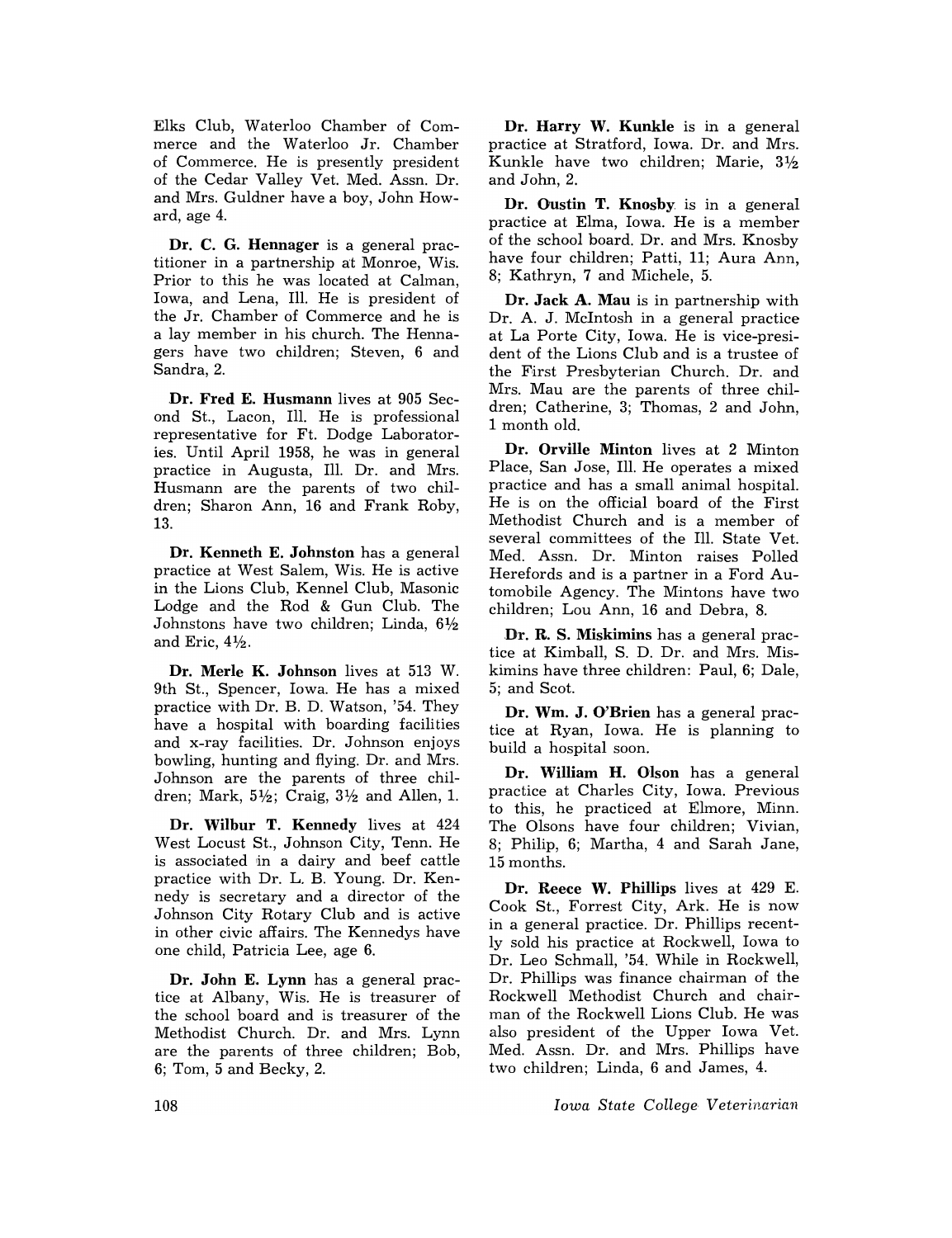Elks Club, Waterloo Chamber of Commerce and the Waterloo Jr. Chamber of Commerce. He is presently president of the Cedar Valley Vet. Med. Assn. Dr. and Mrs. Guldner have a boy, John Howard, age 4.

**Dr. C. G. Hennager** is a general practitioner in a partnership at Monroe, Wis. Prior to this he was located at Calman, Iowa, and Lena, Ill. He is president of the Jr. Chamber of Commerce and he is a lay member in his church. The Hennagers have two children; Steven, 6 and Sandra, 2.

**Dr. Fred E. Husmann** lives at 905 Second St., Lacon, Ill. He is professional representative for Ft. Dodge Laboratories. Until April 1958, he was in general practice in Augusta, Ill. Dr. and Mrs. Husmann are the parents of two children; Sharon Ann, 16 and Frank Roby, 13.

**Dr. Kenneth E. Johnston** has a general practice at West Salem, Wis. He is active in the Lions Club, Kennel Club, Masonic Lodge and the Rod & Gun Club. The Johnstons have two children; Linda, 6½ and Eric, 4½.

**Dr. Merle K. Johnson** lives at 513 W. 9th St., Spencer, Iowa. He has a mixed practice with Dr. B. D. Watson, '54. They have a hospital with boarding facilities and x-ray facilities. Dr. Johnson enjoys bowling, hunting and flying. Dr. and Mrs. Johnson are the parents of three children; Mark, 5½; Craig, 3½ and Allen, 1.

**Dr. Wilbur T. Kennedy** lives at 424 West Locust St., Johnson City, Tenn. He is associated in a dairy and beef cattle practice with Dr. L. B. Young. Dr. Kennedy is secretary and a director of the Johnson City Rotary Club and is active in other civic affairs. The Kennedys have one child, Patricia Lee, age 6.

**Dr. John E. Lynn** has a general practice at Albany, Wis. He is treasurer of the school board and is treasurer of the Methodist Church. Dr. and Mrs. Lynn are the parents of three children; Bob, 6; Tom, 5 and Becky, 2.

**Dr. Harry W. Kunkle** is in a general practice at Stratford, Iowa. Dr. and Mrs. Kunkle have two children; Marie, 3½ and John, 2.

**Dr. Oustin T. Knosby** is in a general practice at Elma, Iowa. He is a member of the school board. Dr. and Mrs. Knosby have four children; Patti, 11; Aura Ann, 8; Kathryn, 7 and Michele, 5.

**Dr. Jack A. Mau** is in partnership with Dr. A. J. McIntosh in a general practice at La Porte City, Iowa. He is vice-president of the Lions Club and is a trustee of the First Presbyterian Church. Dr. and Mrs. Mau are the parents of three children; Catherine, 3; Thomas, 2 and John, 1 month old.

**Dr. Orville Minton** lives at 2 Minton Place, San Jose, Ill. He operates a mixed practice and has a small animal hospital. He is on the official board of the First Methodist Church and is a member of several committees of the Ill. State Vet. Med. Assn. Dr. Minton raises Polled Herefords and is a partner in a Ford Automobile Agency. The Mintons have two children; Lou Ann, 16 and Debra, 8.

**Dr. R. S. Miskimins** has a general practice at Kimball, S. D. Dr. and Mrs. Miskimins have three children: Paul, 6; Dale, 5; and Scot.

**Dr. Wm. J. O'Brien** has a general practice at Ryan, Iowa. He is planning to build a hospital soon.

**Dr. William H. Olson** has a general practice at Charles City, Iowa. Previous to this, he practiced at Elmore, Minn. The Olsons have four children; Vivian, 8; Philip, 6; Martha, 4 and Sarah Jane, 15 months.

**Dr. Reece W. Phillips** lives at 429 E. Cook St., Forrest City, Ark. He is now in a general practice. Dr. Phillips recently sold his practice at Rockwell, Iowa to Dr. Leo Schmall, '54. While in Rockwell, Dr. Phillips was finance chairman of the Rockwell Methodist Church and chairman of the Rockwell Lions Club. He was also president of the Upper Iowa Vet. Med. Assn. Dr. and Mrs. Phillips have two children; Linda, 6 and James, 4.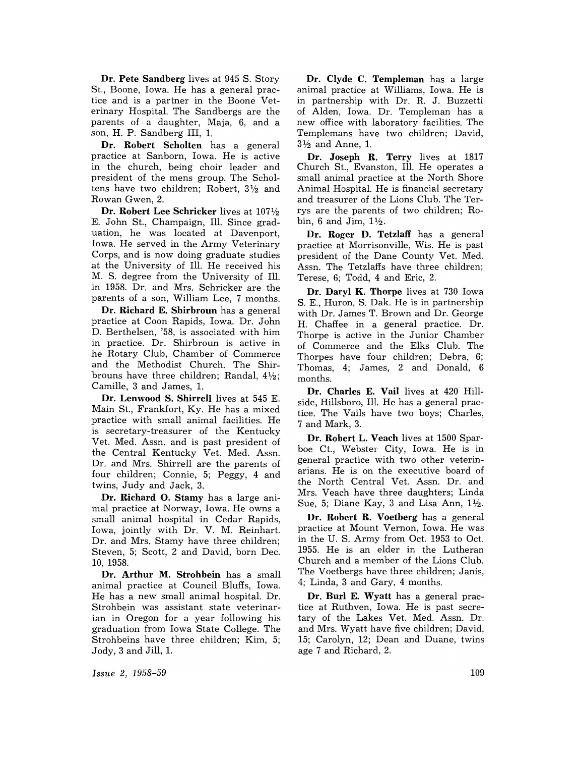**Dr. Pete Sandberg** lives at 945 S. Story St., Boone, Iowa. He has a general practice and is a partner in the Boone Veterinary Hospital. The Sandbergs are the parents of a daughter, Maja, 6, and a son, H. P. Sandberg III, 1.

**Dr. Robert Scholten** has a general practice at Sanborn, Iowa. He is active in the church, being choir leader and president of the mens group. The Scholtens have two children; Robert, 3½ and Rowan Gwen, 2.

**Dr. Robert Lee Schricker** lives at 107½ E. John St., Champaign, Ill. Since graduation, he was located at Davenport, Iowa. He served in the Army Veterinary Corps, and is now doing graduate studies at the University of Ill. He received his M. S. degree from the University of Ill. in 1958. Dr. and Mrs. Schricker are the parents of a son, William Lee, 7 months.

**Dr. Richard E. Shirbroun** has a general practice at Coon Rapids, Iowa. Dr. John D. Berthelsen, '58, is associated with him in practice. Dr. Shirbroun is active in he Rotary Club, Chamber of Commerce and the Methodist Church. The Shirbrouns have three children; Randal, 4½; Camille, 3 and James, 1.

**Dr. Lenwood S. Shirrell** lives at 545 E. Main St., Frankfort, Ky. He has a mixed practice with small animal facilities. He is secretary-treasurer of the Kentucky Vet. Med. Assn. and is past president of the Central Kentucky Vet. Med. Assn. Dr. and Mrs. Shirrell are the parents of four children; Connie, 5; Peggy, 4 and twins, Judy and Jack, 3.

**Dr. Richard O. Stamy** has a large animal practice at Norway, Iowa. He owns a small animal hospital in Cedar Rapids, Iowa, jointly with Dr. V. M. Reinhart. Dr. and Mrs. Stamy have three children; Steven, 5; Scott, 2 and David, born Dec. 10, 1958.

**Dr. Arthur M. Strohbein** has a small animal practice at Council Bluffs, Iowa. He has a new small animal hospital. Dr. Strohbein was assistant state veterinarian in Oregon for a year following his graduation from Iowa State College. The Strohbeins have three children; Kim, 5; Jody, 3 and Jill, 1.

**Dr. Clyde C. Templeman** has a large animal practice at Williams, Iowa. He is in partnership with Dr. R. J. Buzzetti of Alden, Iowa. Dr. Templeman has a new office with laboratory facilities. The Templemans have two children; David, 3½ and Anne, 1.

**Dr. Joseph R. Terry** lives at 1817 Church St., Evanston, Ill. He operates a small animal practice at the North Shore Animal Hospital. He is financial secretary and treasurer of the Lions Club. The Terrys are the parents of two children; Robin, 6 and Jim, 1½.

**Dr. Roger D. Tetzlaff** has a general practice at Morrisonville, Wis. He is past president of the Dane County Vet. Med. Assn. The Tetzlaffs have three children; Terese, 6; Todd, 4 and Eric, 2.

**Dr. Daryl K. Thorpe** lives at 730 Iowa S. E., Huron, S. Dak. He is in partnership with Dr. James T. Brown and Dr. George H. Chaffee in a general practice. Dr. Thorpe is active in the Junior Chamber of Commerce and the Elks Club. The Thorpes have four children; Debra, 6; Thomas, 4; James, 2 and Donald, 6 months.

**Dr. Charles E. Vail** lives at 420 Hillside, Hillsboro, Ill. He has a general practice. The Vails have two boys; Charles, 7 and Mark, 3.

**Dr. Robert L. Veach** lives at 1500 Sparboe Ct., Webster City, Iowa. He is in general practice with two other veterinarians. He is on the executive board of the North Central Vet. Assn. Dr. and Mrs. Veach have three daughters; Linda Sue, 5; Diane Kay, 3 and Lisa Ann, 1½.

**Dr. Robert R. Voetberg** has a general practice at Mount Vernon, Iowa. He was in the U. S. Army from Oct. 1953 to Oct. 1955. He is an elder in the Lutheran Church and a member of the Lions Club. The Voetbergs have three children; Janis, 4; Linda, 3 and Gary, 4 months.

**Dr. Burl E. Wyatt** has a general practice at Ruthven, Iowa. He is past secretary of the Lakes Vet. Med. Assn. Dr. and Mrs. Wyatt have five children; David, 15; Carolyn, 12; Dean and Duane, twins age 7 and Richard, 2.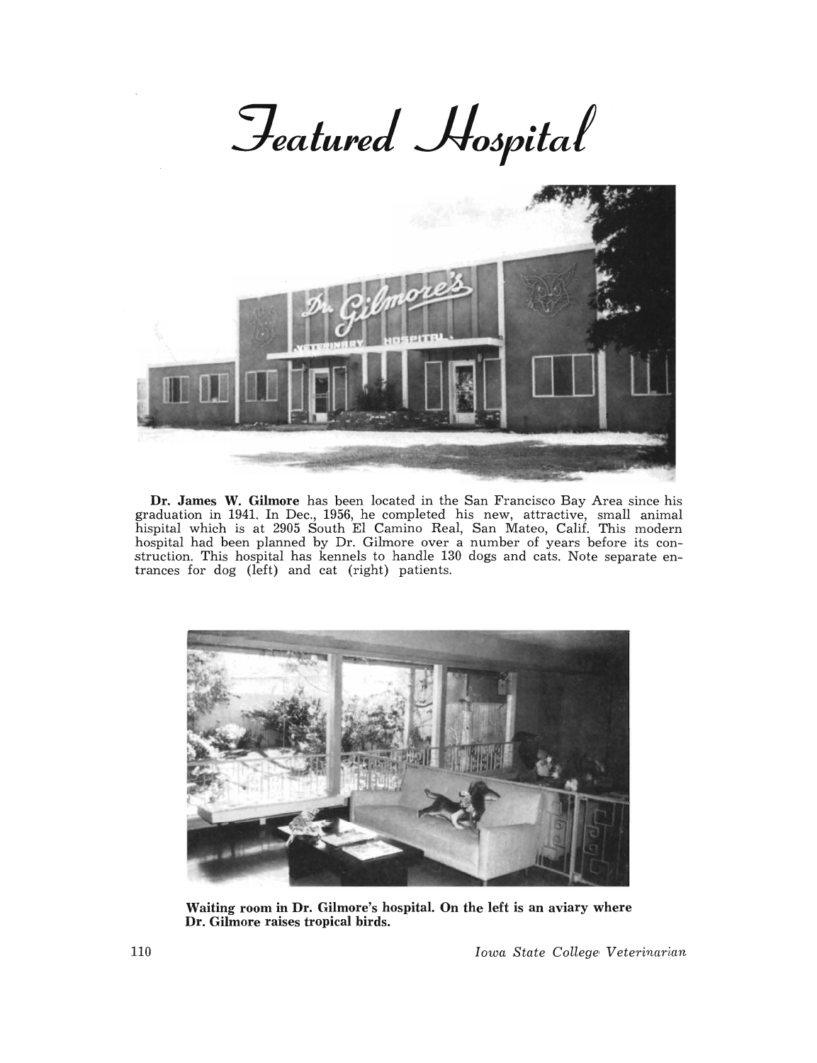# Featured Hospital

**Dr. James W. Gilmore** has been located in the San Francisco Bay Area since his graduation in 1941. In Dec., 1956, he completed his new, attractive, small animal hispital which is at 2905 South El Camino Real, San Mateo, Calif. This modern hospital had been planned by Dr. Gilmore over a number of years before its construction. This hospital has kennels to handle 130 dogs and cats. Note separate entrances for dog (left) and cat (right) patients.

**Waiting room in Dr. Gilmore's hospital. On the left is an aviary where Dr. Gilmore raises tropical birds.**